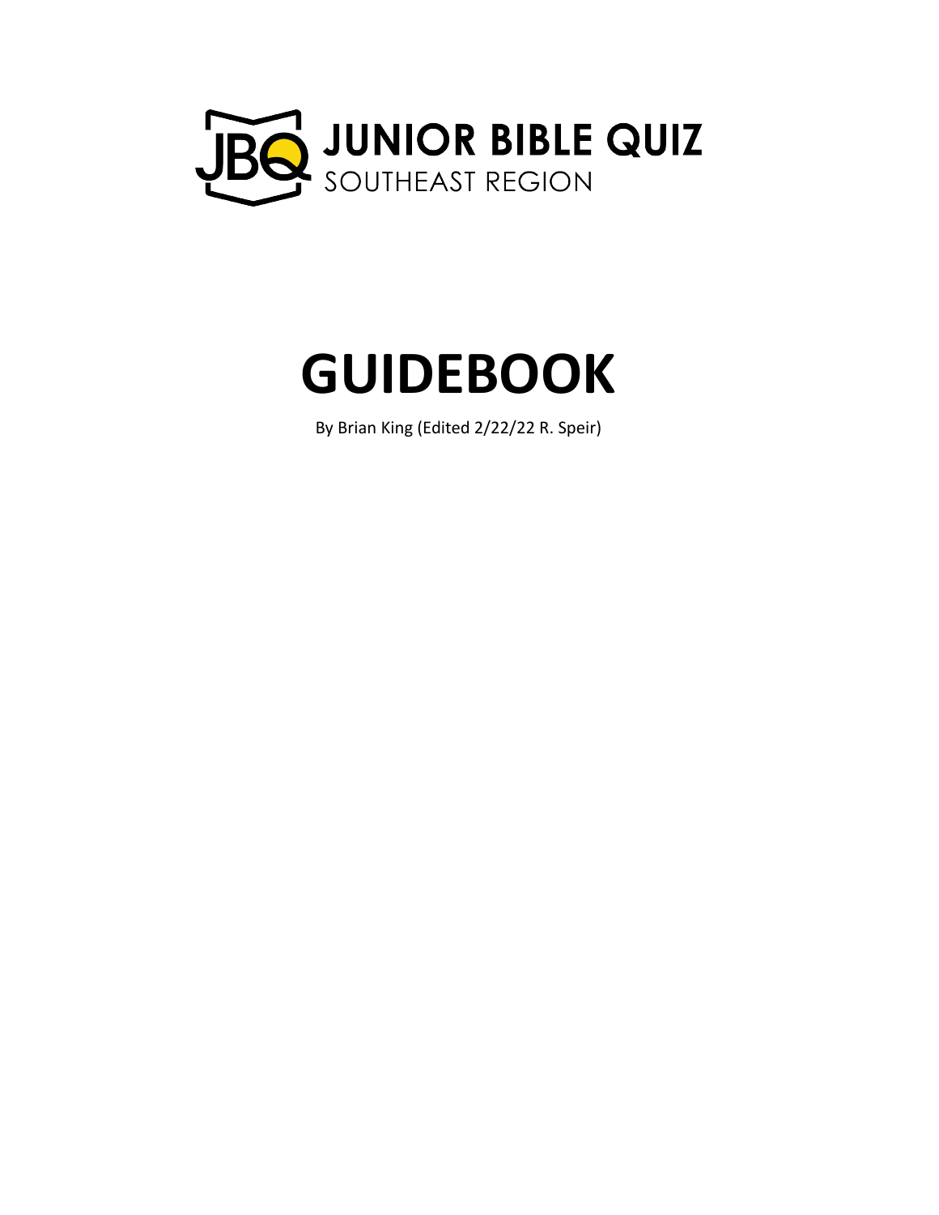JUNIOR BIBLE QUIZ
SOUTHEAST REGION

# GUIDEBOOK

By Brian King (Edited 2/22/22 R. Speir)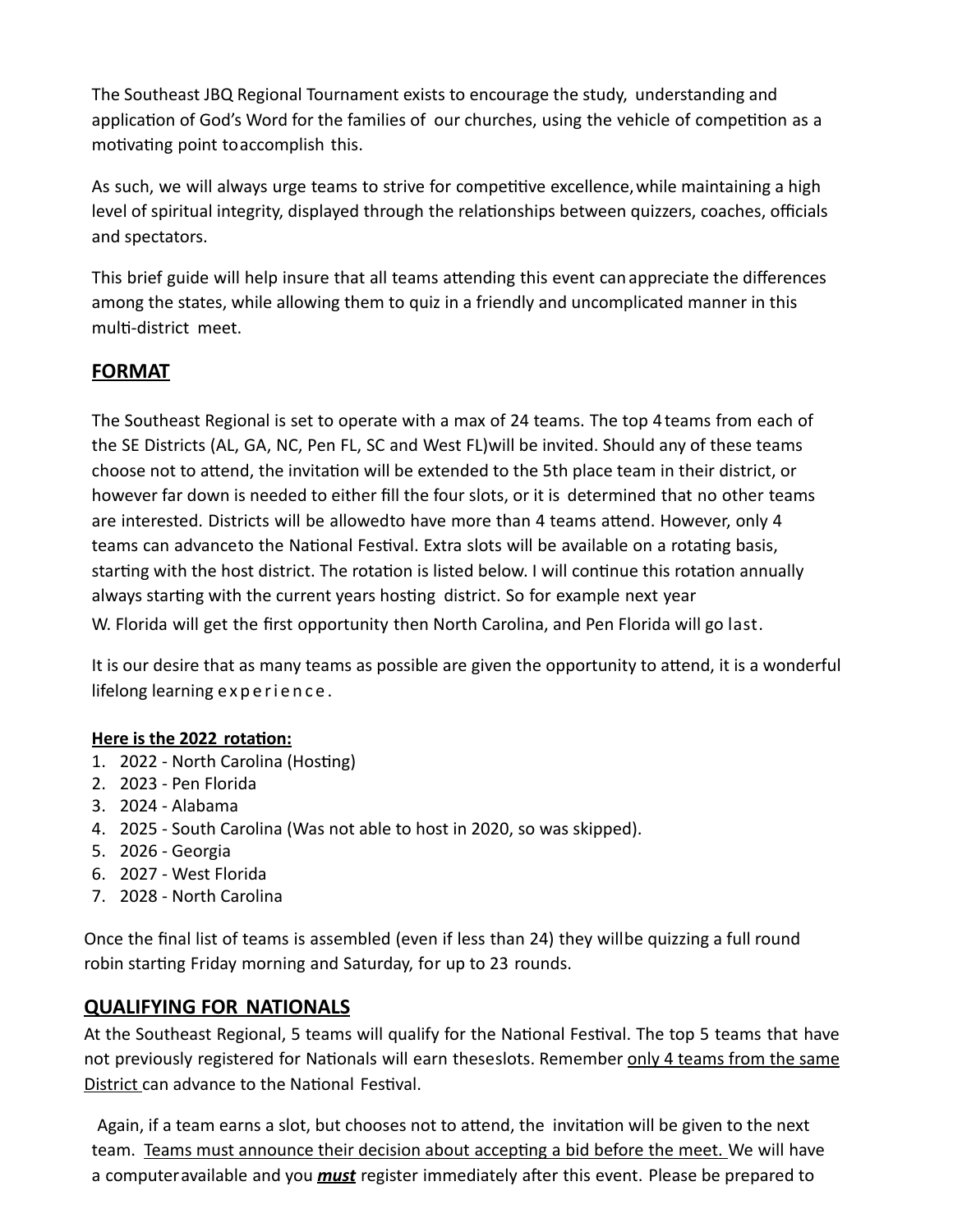The Southeast JBQ Regional Tournament exists to encourage the study, understanding and application of God's Word for the families of our churches, using the vehicle of competition as a motivating point to accomplish this.

As such, we will always urge teams to strive for competitive excellence, while maintaining a high level of spiritual integrity, displayed through the relationships between quizzers, coaches, officials and spectators.

This brief guide will help insure that all teams attending this event can appreciate the differences among the states, while allowing them to quiz in a friendly and uncomplicated manner in this multi-district meet.

## FORMAT

The Southeast Regional is set to operate with a max of 24 teams. The top 4 teams from each of the SE Districts (AL, GA, NC, Pen FL, SC and West FL) will be invited. Should any of these teams choose not to attend, the invitation will be extended to the 5th place team in their district, or however far down is needed to either fill the four slots, or it is determined that no other teams are interested. Districts will be allowed to have more than 4 teams attend. However, only 4 teams can advance to the National Festival. Extra slots will be available on a rotating basis, starting with the host district. The rotation is listed below. I will continue this rotation annually always starting with the current years hosting district. So for example next year W. Florida will get the first opportunity then North Carolina, and Pen Florida will go last.

It is our desire that as many teams as possible are given the opportunity to attend, it is a wonderful lifelong learning experience.

**Here is the 2022 rotation:**

1. 2022 - North Carolina (Hosting)
2. 2023 - Pen Florida
3. 2024 - Alabama
4. 2025 - South Carolina (Was not able to host in 2020, so was skipped).
5. 2026 - Georgia
6. 2027 - West Florida
7. 2028 - North Carolina

Once the final list of teams is assembled (even if less than 24) they will be quizzing a full round robin starting Friday morning and Saturday, for up to 23 rounds.

## QUALIFYING FOR NATIONALS

At the Southeast Regional, 5 teams will qualify for the National Festival. The top 5 teams that have not previously registered for Nationals will earn these slots. Remember only 4 teams from the same District can advance to the National Festival.

Again, if a team earns a slot, but chooses not to attend, the invitation will be given to the next team. Teams must announce their decision about accepting a bid before the meet. We will have a computer available and you ***must*** register immediately after this event. Please be prepared to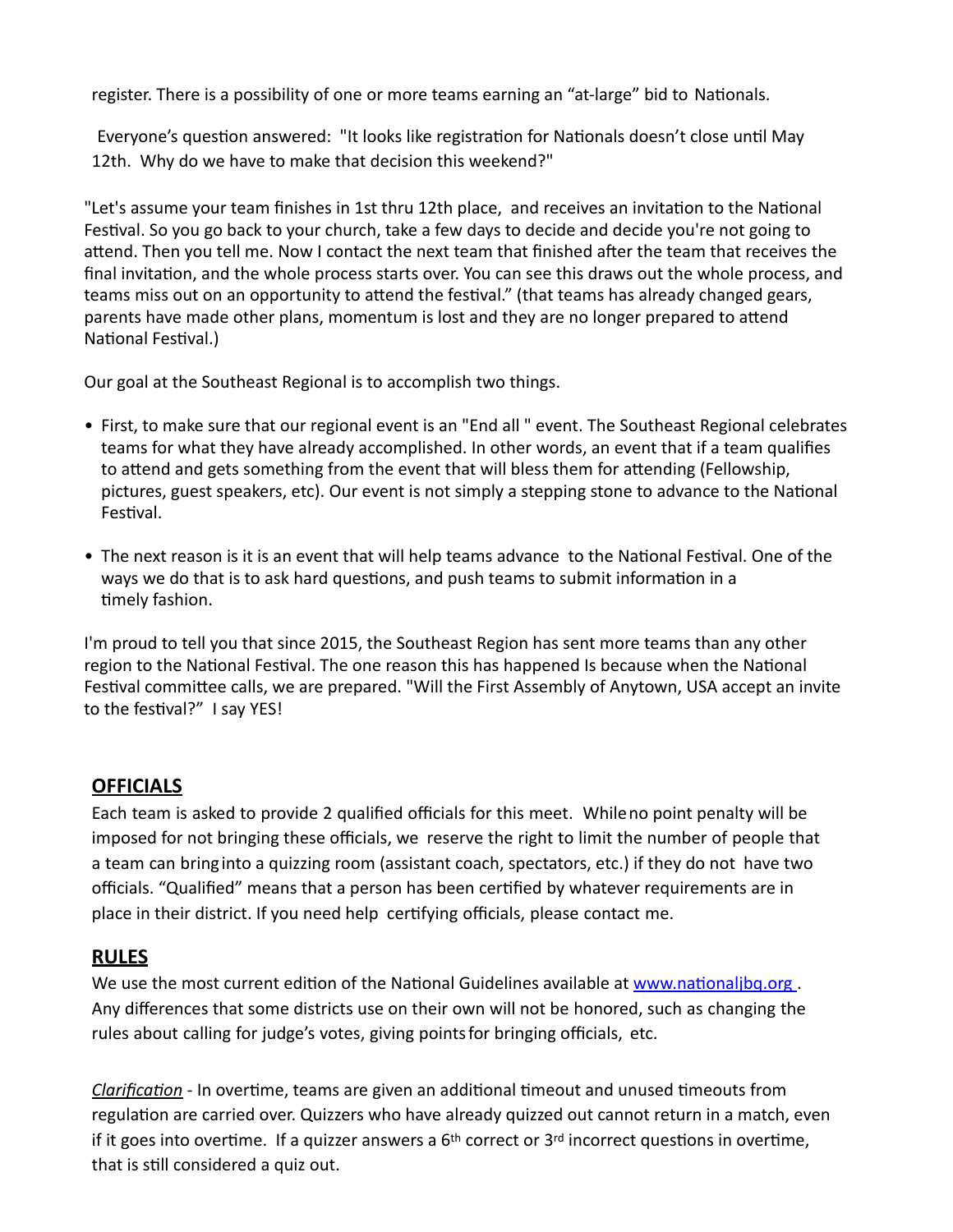register. There is a possibility of one or more teams earning an "at-large" bid to Nationals.

Everyone's question answered: "It looks like registration for Nationals doesn't close until May 12th. Why do we have to make that decision this weekend?"

"Let's assume your team finishes in 1st thru 12th place, and receives an invitation to the National Festival. So you go back to your church, take a few days to decide and decide you're not going to attend. Then you tell me. Now I contact the next team that finished after the team that receives the final invitation, and the whole process starts over. You can see this draws out the whole process, and teams miss out on an opportunity to attend the festival." (that teams has already changed gears, parents have made other plans, momentum is lost and they are no longer prepared to attend National Festival.)

Our goal at the Southeast Regional is to accomplish two things.

- First, to make sure that our regional event is an "End all " event. The Southeast Regional celebrates teams for what they have already accomplished. In other words, an event that if a team qualifies to attend and gets something from the event that will bless them for attending (Fellowship, pictures, guest speakers, etc). Our event is not simply a stepping stone to advance to the National Festival.
- The next reason is it is an event that will help teams advance to the National Festival. One of the ways we do that is to ask hard questions, and push teams to submit information in a timely fashion.

I'm proud to tell you that since 2015, the Southeast Region has sent more teams than any other region to the National Festival. The one reason this has happened Is because when the National Festival committee calls, we are prepared. "Will the First Assembly of Anytown, USA accept an invite to the festival?" I say YES!

## OFFICIALS

Each team is asked to provide 2 qualified officials for this meet. While no point penalty will be imposed for not bringing these officials, we reserve the right to limit the number of people that a team can bring into a quizzing room (assistant coach, spectators, etc.) if they do not have two officials. "Qualified" means that a person has been certified by whatever requirements are in place in their district. If you need help certifying officials, please contact me.

## RULES

We use the most current edition of the National Guidelines available at [www.nationaljbq.org](http://www.nationaljbq.org). Any differences that some districts use on their own will not be honored, such as changing the rules about calling for judge's votes, giving points for bringing officials, etc.

*Clarification* - In overtime, teams are given an additional timeout and unused timeouts from regulation are carried over. Quizzers who have already quizzed out cannot return in a match, even if it goes into overtime. If a quizzer answers a 6th correct or 3rd incorrect questions in overtime, that is still considered a quiz out.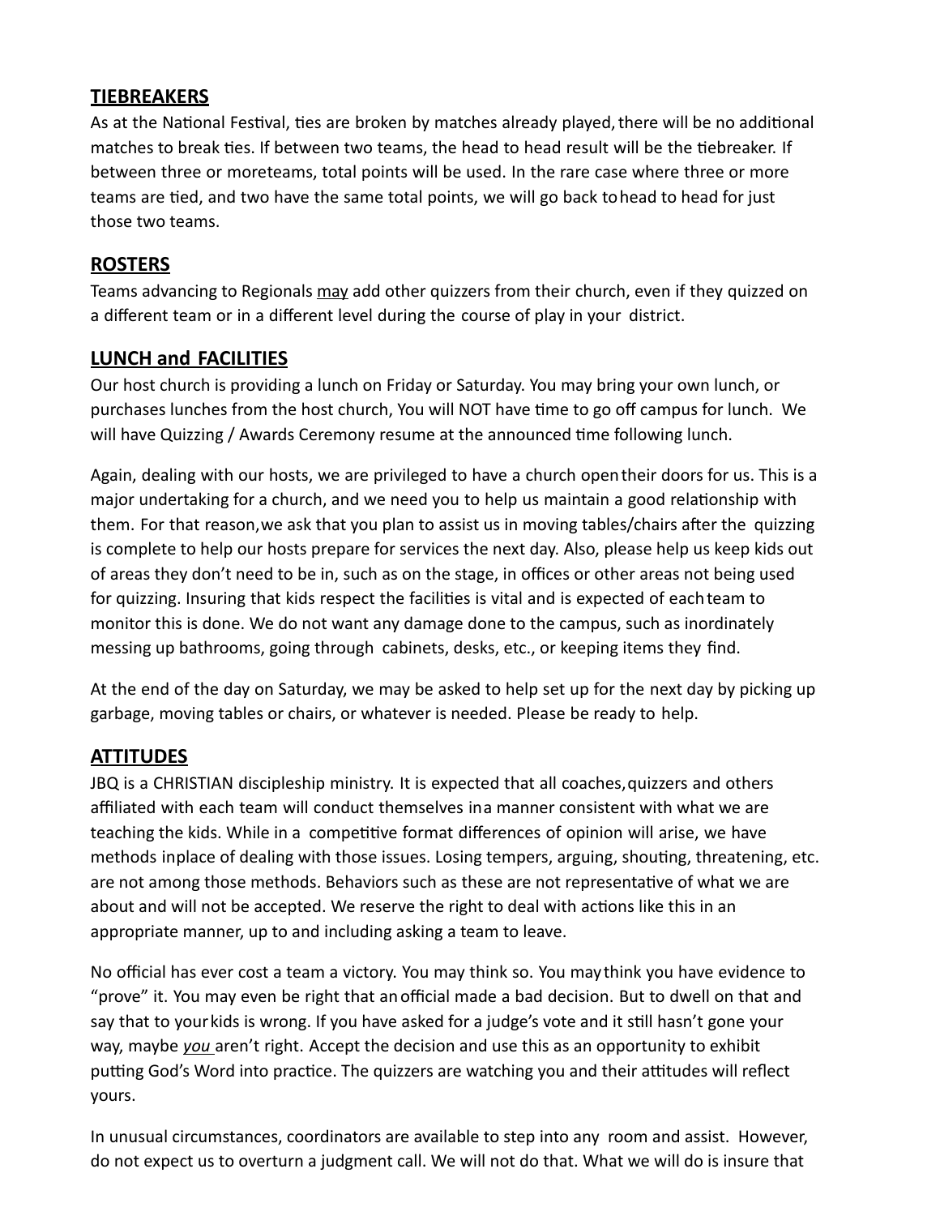## TIEBREAKERS

As at the National Festival, ties are broken by matches already played, there will be no additional matches to break ties. If between two teams, the head to head result will be the tiebreaker. If between three or moreteams, total points will be used. In the rare case where three or more teams are tied, and two have the same total points, we will go back tohead to head for just those two teams.

## ROSTERS

Teams advancing to Regionals may add other quizzers from their church, even if they quizzed on a different team or in a different level during the course of play in your district.

## LUNCH and FACILITIES

Our host church is providing a lunch on Friday or Saturday. You may bring your own lunch, or purchases lunches from the host church, You will NOT have time to go off campus for lunch. We will have Quizzing / Awards Ceremony resume at the announced time following lunch.

Again, dealing with our hosts, we are privileged to have a church open their doors for us. This is a major undertaking for a church, and we need you to help us maintain a good relationship with them. For that reason,we ask that you plan to assist us in moving tables/chairs after the quizzing is complete to help our hosts prepare for services the next day. Also, please help us keep kids out of areas they don't need to be in, such as on the stage, in offices or other areas not being used for quizzing. Insuring that kids respect the facilities is vital and is expected of each team to monitor this is done. We do not want any damage done to the campus, such as inordinately messing up bathrooms, going through cabinets, desks, etc., or keeping items they find.

At the end of the day on Saturday, we may be asked to help set up for the next day by picking up garbage, moving tables or chairs, or whatever is needed. Please be ready to help.

## ATTITUDES

JBQ is a CHRISTIAN discipleship ministry. It is expected that all coaches,quizzers and others affiliated with each team will conduct themselves ina manner consistent with what we are teaching the kids. While in a competitive format differences of opinion will arise, we have methods inplace of dealing with those issues. Losing tempers, arguing, shouting, threatening, etc. are not among those methods. Behaviors such as these are not representative of what we are about and will not be accepted. We reserve the right to deal with actions like this in an appropriate manner, up to and including asking a team to leave.

No official has ever cost a team a victory. You may think so. You may think you have evidence to "prove" it. You may even be right that an official made a bad decision. But to dwell on that and say that to your kids is wrong. If you have asked for a judge's vote and it still hasn't gone your way, maybe *you* aren't right. Accept the decision and use this as an opportunity to exhibit putting God's Word into practice. The quizzers are watching you and their attitudes will reflect yours.

In unusual circumstances, coordinators are available to step into any room and assist. However, do not expect us to overturn a judgment call. We will not do that. What we will do is insure that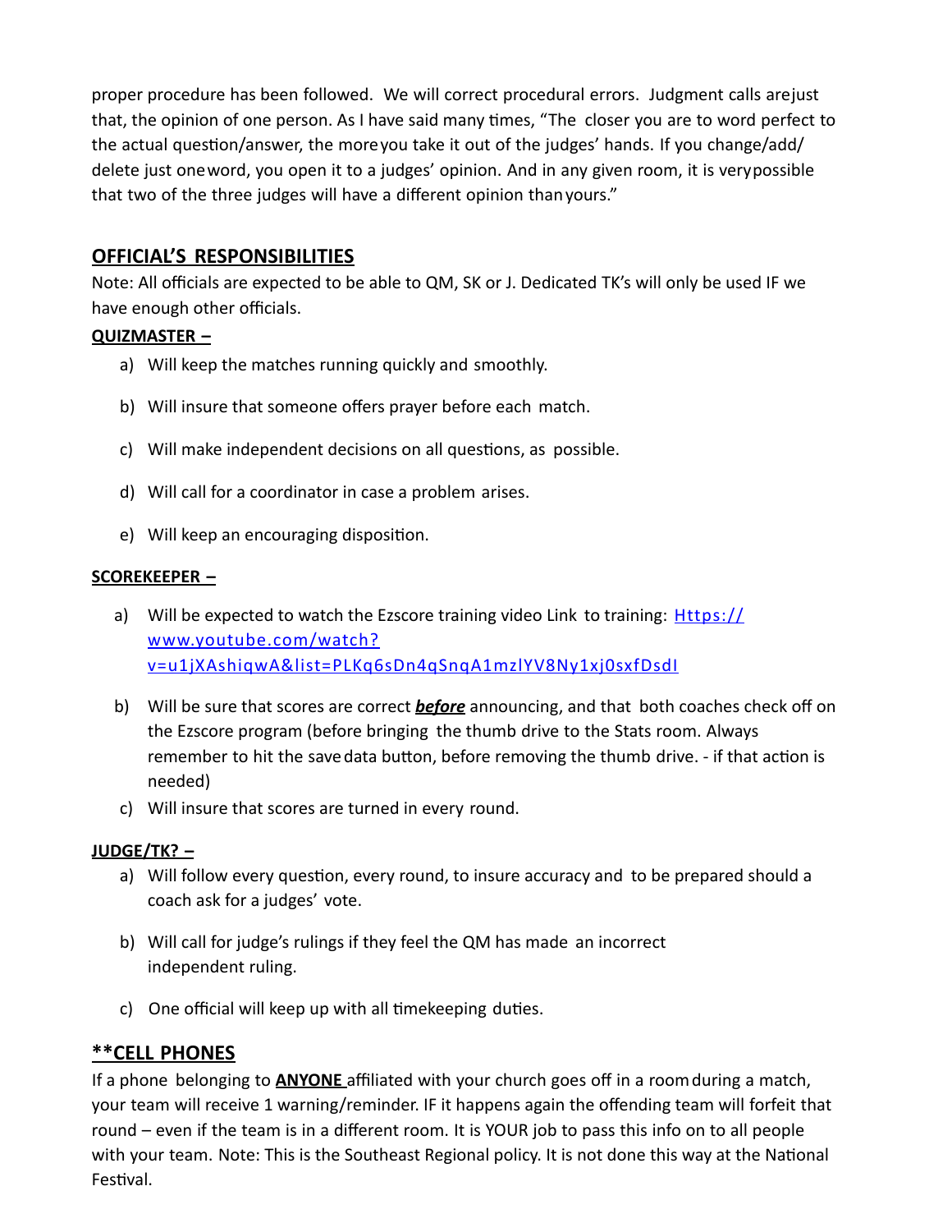proper procedure has been followed. We will correct procedural errors. Judgment calls are just that, the opinion of one person. As I have said many times, "The closer you are to word perfect to the actual question/answer, the more you take it out of the judges' hands. If you change/add/delete just one word, you open it to a judges' opinion. And in any given room, it is very possible that two of the three judges will have a different opinion than yours."

## OFFICIAL'S RESPONSIBILITIES

Note: All officials are expected to be able to QM, SK or J. Dedicated TK's will only be used IF we have enough other officials.

### QUIZMASTER –

a) Will keep the matches running quickly and smoothly.

b) Will insure that someone offers prayer before each match.

c) Will make independent decisions on all questions, as possible.

d) Will call for a coordinator in case a problem arises.

e) Will keep an encouraging disposition.

### SCOREKEEPER –

a) Will be expected to watch the Ezscore training video Link to training: [Https://www.youtube.com/watch?v=u1jXAshiqwA&list=PLKq6sDn4qSnqA1mzlYV8Ny1xj0sxfDsdl](Https://www.youtube.com/watch?v=u1jXAshiqwA&list=PLKq6sDn4qSnqA1mzlYV8Ny1xj0sxfDsdl)

b) Will be sure that scores are correct ***before*** announcing, and that both coaches check off on the Ezscore program (before bringing the thumb drive to the Stats room. Always remember to hit the save data button, before removing the thumb drive. - if that action is needed)

c) Will insure that scores are turned in every round.

### JUDGE/TK? –

a) Will follow every question, every round, to insure accuracy and to be prepared should a coach ask for a judges' vote.

b) Will call for judge's rulings if they feel the QM has made an incorrect independent ruling.

c) One official will keep up with all timekeeping duties.

## **CELL PHONES

If a phone belonging to **ANYONE** affiliated with your church goes off in a room during a match, your team will receive 1 warning/reminder. IF it happens again the offending team will forfeit that round – even if the team is in a different room. It is YOUR job to pass this info on to all people with your team. Note: This is the Southeast Regional policy. It is not done this way at the National Festival.